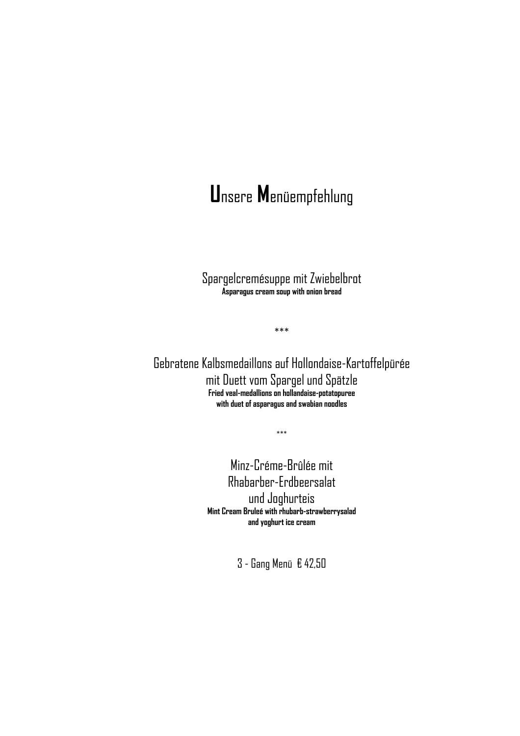# Unsere Menüempfehlung

Spargelcremésuppe mit Zwiebelbrot
**Asparagus cream soup with onion bread**

***

Gebratene Kalbsmedaillons auf Hollondaise-Kartoffelpürée
mit Duett vom Spargel und Spätzle
**Fried veal-medallions on hollandaise-potatopuree**
**with duet of asparagus and swabian noodles**

***

Minz-Créme-Brûlée mit
Rhabarber-Erdbeersalat
und Joghurteis
**Mint Cream Bruleé with rhubarb-strawberrysalad**
**and yoghurt ice cream**

3 - Gang Menü € 42,50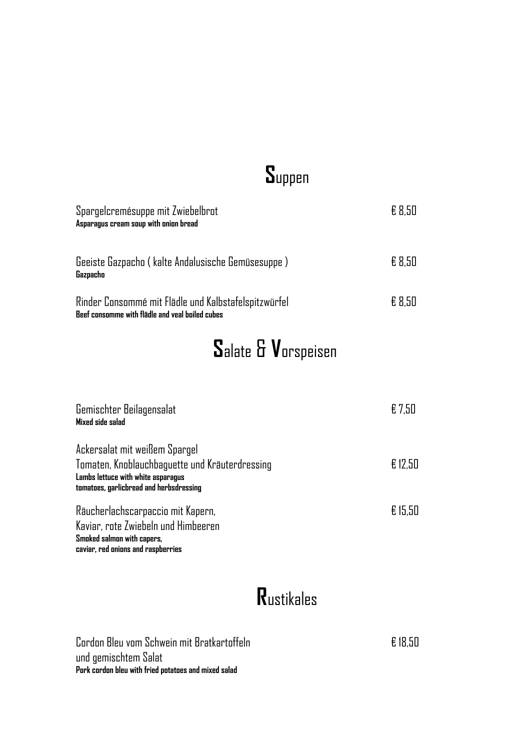# Suppen

Spargelcremésuppe mit Zwiebelbrot — € 8,50
**Asparagus cream soup with onion bread**

Geeiste Gazpacho ( kalte Andalusische Gemüsesuppe ) — € 8,50
**Gazpacho**

Rinder Consommé mit Flädle und Kalbstafelspitzwürfel — € 8,50
**Beef consomme with flädle and veal boiled cubes**

# Salate & Vorspeisen

Gemischter Beilagensalat — € 7,50
**Mixed side salad**

Ackersalat mit weißem Spargel
Tomaten, Knoblauchbaguette und Kräuterdressing — € 12,50
**Lambs lettuce with white asparagus**
**tomatoes, garlicbread and herbsdressing**

Räucherlachscarpaccio mit Kapern, — € 15,50
Kaviar, rote Zwiebeln und Himbeeren
**Smoked salmon with capers,**
**caviar, red onions and raspberries**

# Rustikales

Cordon Bleu vom Schwein mit Bratkartoffeln — € 18,50
und gemischtem Salat
**Pork cordon bleu with fried potatoes and mixed salad**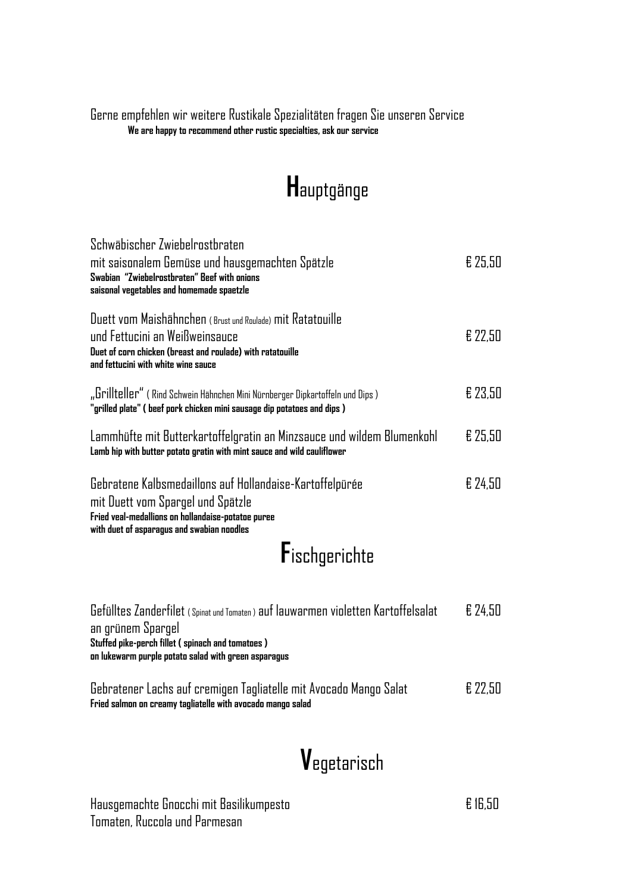Gerne empfehlen wir weitere Rustikale Spezialitäten fragen Sie unseren Service
**We are happy to recommend other rustic specialties, ask our service**

# Hauptgänge

Schwäbischer Zwiebelrostbraten
mit saisonalem Gemüse und hausgemachten Spätzle — € 25,50
**Swabian "Zwiebelrostbraten" Beef with onions**
**saisonal vegetables and homemade spaetzle**

Duett vom Maishähnchen (Brust und Roulade) mit Ratatouille
und Fettucini an Weißweinsauce — € 22,50
**Duet of corn chicken (breast and roulade) with ratatouille**
**and fettucini with white wine sauce**

„Grillteller" ( Rind Schwein Hähnchen Mini Nürnberger Dipkartoffeln und Dips ) — € 23,50
**"grilled plate" ( beef pork chicken mini sausage dip potatoes and dips )**

Lammhüfte mit Butterkartoffelgratin an Minzsauce und wildem Blumenkohl — € 25,50
**Lamb hip with butter potato gratin with mint sauce and wild cauliflower**

Gebratene Kalbsmedaillons auf Hollandaise-Kartoffelpürée
mit Duett vom Spargel und Spätzle — € 24,50
**Fried veal-medallions on hollandaise-potatoe puree**
**with duet of asparagus and swabian noodles**

# Fischgerichte

Gefülltes Zanderfilet ( Spinat und Tomaten ) auf lauwarmen violetten Kartoffelsalat
an grünem Spargel — € 24,50
**Stuffed pike-perch fillet ( spinach and tomatoes )**
**on lukewarm purple potato salad with green asparagus**

Gebratener Lachs auf cremigen Tagliatelle mit Avocado Mango Salat — € 22,50
**Fried salmon on creamy tagliatelle with avocado mango salad**

# Vegetarisch

Hausgemachte Gnocchi mit Basilikumpesto — € 16,50
Tomaten, Ruccola und Parmesan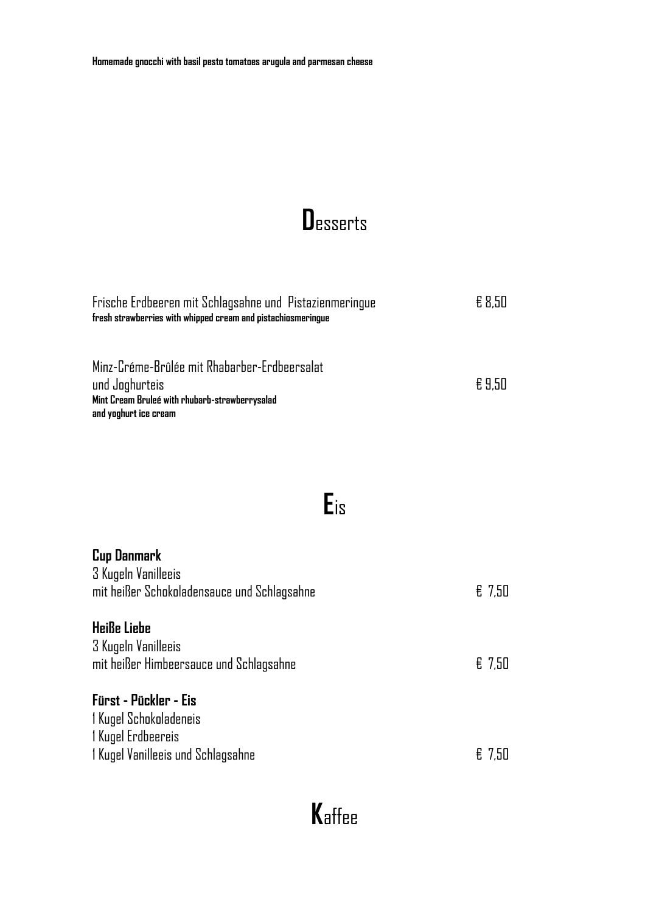**Homemade gnocchi with basil pesto tomatoes arugula and parmesan cheese**

# Desserts

Frische Erdbeeren mit Schlagsahne und Pistazienmeringue € 8,50
**fresh strawberries with whipped cream and pistachiosmeringue**

Minz-Créme-Brûlée mit Rhabarber-Erdbeersalat
und Joghurteis € 9,50
**Mint Cream Bruleé with rhubarb-strawberrysalad**
**and yoghurt ice cream**

# Eis

**Cup Danmark**
3 Kugeln Vanilleeis
mit heißer Schokoladensauce und Schlagsahne € 7,50

**Heiße Liebe**
3 Kugeln Vanilleeis
mit heißer Himbeersauce und Schlagsahne € 7,50

**Fürst - Pückler - Eis**
1 Kugel Schokoladeneis
1 Kugel Erdbeereis
1 Kugel Vanilleeis und Schlagsahne € 7,50

# Kaffee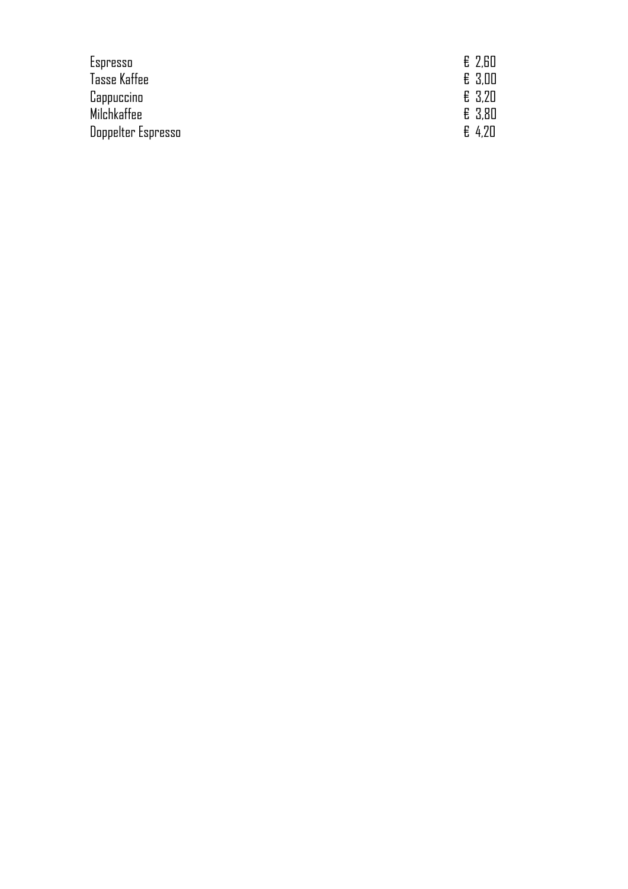| | |
|---|---|
| Espresso | € 2,60 |
| Tasse Kaffee | € 3,00 |
| Cappuccino | € 3,20 |
| Milchkaffee | € 3,80 |
| Doppelter Espresso | € 4,20 |